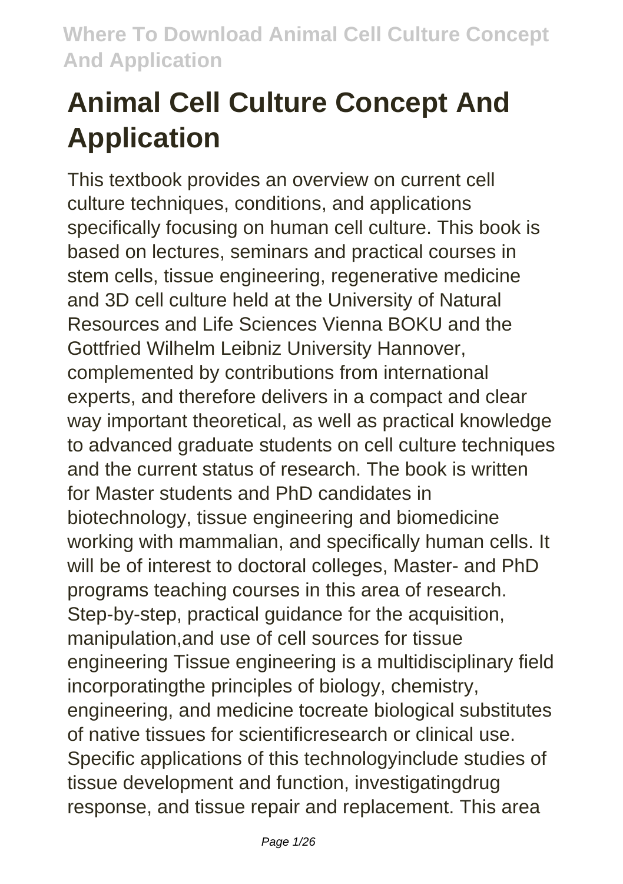# Animal Cell Culture Concept And Application

This textbook provides an overview on current cell culture techniques, conditions, and applications specifically focusing on human cell culture. This book is based on lectures, seminars and practical courses in stem cells, tissue engineering, regenerative medicine and 3D cell culture held at the University of Natural Resources and Life Sciences Vienna BOKU and the Gottfried Wilhelm Leibniz University Hannover, complemented by contributions from international experts, and therefore delivers in a compact and clear way important theoretical, as well as practical knowledge to advanced graduate students on cell culture techniques and the current status of research. The book is written for Master students and PhD candidates in biotechnology, tissue engineering and biomedicine working with mammalian, and specifically human cells. It will be of interest to doctoral colleges, Master- and PhD programs teaching courses in this area of research. Step-by-step, practical guidance for the acquisition, manipulation,and use of cell sources for tissue engineering Tissue engineering is a multidisciplinary field incorporatingthe principles of biology, chemistry, engineering, and medicine tocreate biological substitutes of native tissues for scientificresearch or clinical use. Specific applications of this technologyinclude studies of tissue development and function, investigatingdrug response, and tissue repair and replacement. This area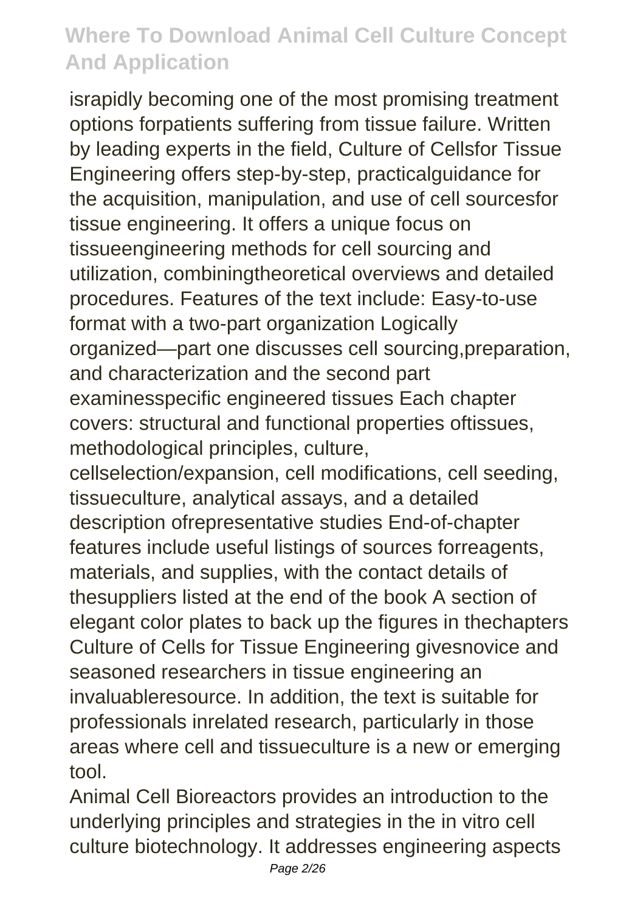israpidly becoming one of the most promising treatment options forpatients suffering from tissue failure. Written by leading experts in the field, Culture of Cellsfor Tissue Engineering offers step-by-step, practicalguidance for the acquisition, manipulation, and use of cell sourcesfor tissue engineering. It offers a unique focus on tissueengineering methods for cell sourcing and utilization, combiningtheoretical overviews and detailed procedures. Features of the text include: Easy-to-use format with a two-part organization Logically organized—part one discusses cell sourcing,preparation, and characterization and the second part examinesspecific engineered tissues Each chapter covers: structural and functional properties oftissues, methodological principles, culture, cellselection/expansion, cell modifications, cell seeding, tissueculture, analytical assays, and a detailed description ofrepresentative studies End-of-chapter features include useful listings of sources forreagents, materials, and supplies, with the contact details of thesuppliers listed at the end of the book A section of elegant color plates to back up the figures in thechapters Culture of Cells for Tissue Engineering givesnovice and seasoned researchers in tissue engineering an invaluableresource. In addition, the text is suitable for professionals inrelated research, particularly in those areas where cell and tissueculture is a new or emerging tool.

Animal Cell Bioreactors provides an introduction to the underlying principles and strategies in the in vitro cell culture biotechnology. It addresses engineering aspects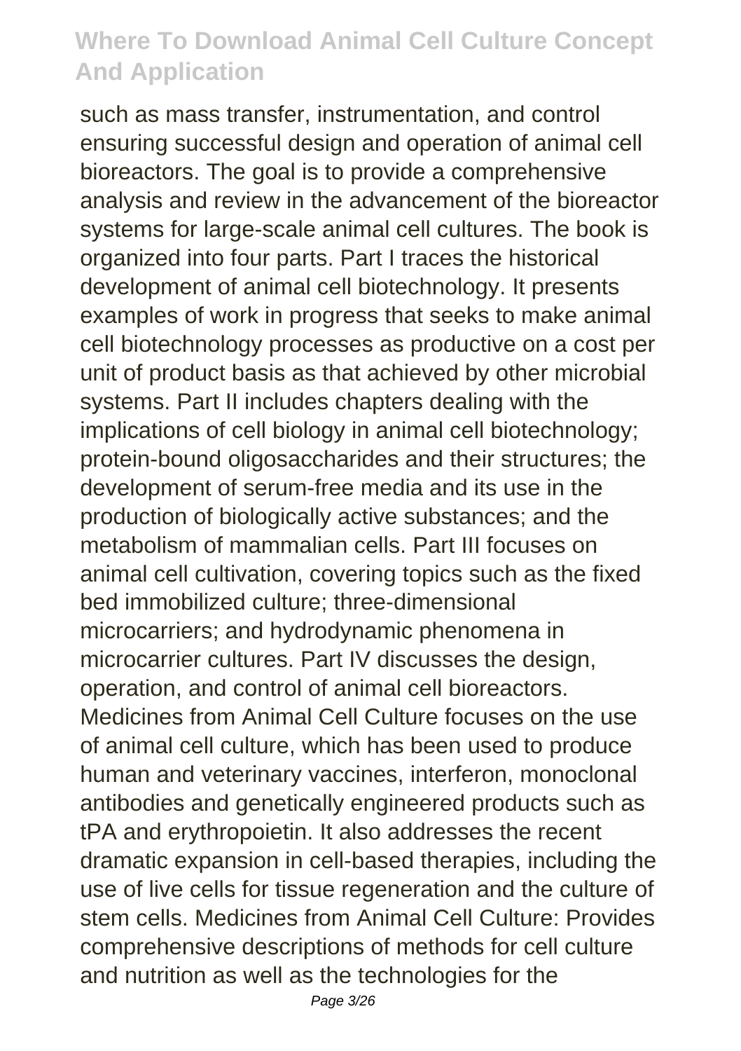such as mass transfer, instrumentation, and control ensuring successful design and operation of animal cell bioreactors. The goal is to provide a comprehensive analysis and review in the advancement of the bioreactor systems for large-scale animal cell cultures. The book is organized into four parts. Part I traces the historical development of animal cell biotechnology. It presents examples of work in progress that seeks to make animal cell biotechnology processes as productive on a cost per unit of product basis as that achieved by other microbial systems. Part II includes chapters dealing with the implications of cell biology in animal cell biotechnology; protein-bound oligosaccharides and their structures; the development of serum-free media and its use in the production of biologically active substances; and the metabolism of mammalian cells. Part III focuses on animal cell cultivation, covering topics such as the fixed bed immobilized culture; three-dimensional microcarriers; and hydrodynamic phenomena in microcarrier cultures. Part IV discusses the design, operation, and control of animal cell bioreactors. Medicines from Animal Cell Culture focuses on the use of animal cell culture, which has been used to produce human and veterinary vaccines, interferon, monoclonal antibodies and genetically engineered products such as tPA and erythropoietin. It also addresses the recent dramatic expansion in cell-based therapies, including the use of live cells for tissue regeneration and the culture of stem cells. Medicines from Animal Cell Culture: Provides comprehensive descriptions of methods for cell culture and nutrition as well as the technologies for the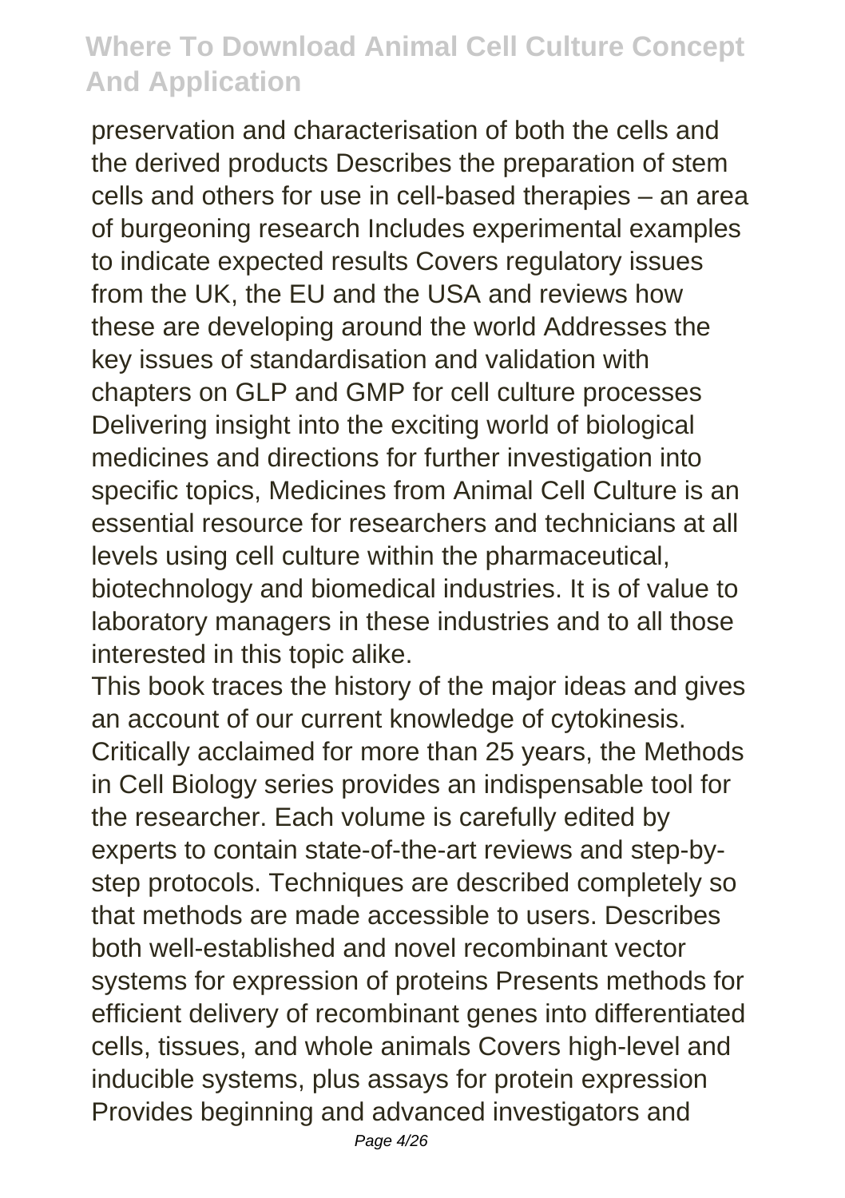preservation and characterisation of both the cells and the derived products Describes the preparation of stem cells and others for use in cell-based therapies – an area of burgeoning research Includes experimental examples to indicate expected results Covers regulatory issues from the UK, the EU and the USA and reviews how these are developing around the world Addresses the key issues of standardisation and validation with chapters on GLP and GMP for cell culture processes Delivering insight into the exciting world of biological medicines and directions for further investigation into specific topics, Medicines from Animal Cell Culture is an essential resource for researchers and technicians at all levels using cell culture within the pharmaceutical, biotechnology and biomedical industries. It is of value to laboratory managers in these industries and to all those interested in this topic alike.

This book traces the history of the major ideas and gives an account of our current knowledge of cytokinesis.

Critically acclaimed for more than 25 years, the Methods in Cell Biology series provides an indispensable tool for the researcher. Each volume is carefully edited by experts to contain state-of-the-art reviews and step-by-step protocols. Techniques are described completely so that methods are made accessible to users. Describes both well-established and novel recombinant vector systems for expression of proteins Presents methods for efficient delivery of recombinant genes into differentiated cells, tissues, and whole animals Covers high-level and inducible systems, plus assays for protein expression Provides beginning and advanced investigators and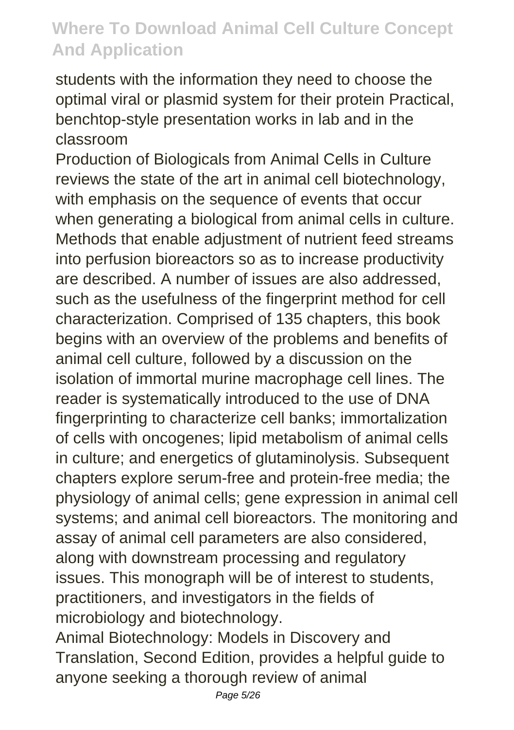students with the information they need to choose the optimal viral or plasmid system for their protein Practical, benchtop-style presentation works in lab and in the classroom

Production of Biologicals from Animal Cells in Culture reviews the state of the art in animal cell biotechnology, with emphasis on the sequence of events that occur when generating a biological from animal cells in culture. Methods that enable adjustment of nutrient feed streams into perfusion bioreactors so as to increase productivity are described. A number of issues are also addressed, such as the usefulness of the fingerprint method for cell characterization. Comprised of 135 chapters, this book begins with an overview of the problems and benefits of animal cell culture, followed by a discussion on the isolation of immortal murine macrophage cell lines. The reader is systematically introduced to the use of DNA fingerprinting to characterize cell banks; immortalization of cells with oncogenes; lipid metabolism of animal cells in culture; and energetics of glutaminolysis. Subsequent chapters explore serum-free and protein-free media; the physiology of animal cells; gene expression in animal cell systems; and animal cell bioreactors. The monitoring and assay of animal cell parameters are also considered, along with downstream processing and regulatory issues. This monograph will be of interest to students, practitioners, and investigators in the fields of microbiology and biotechnology.

Animal Biotechnology: Models in Discovery and Translation, Second Edition, provides a helpful guide to anyone seeking a thorough review of animal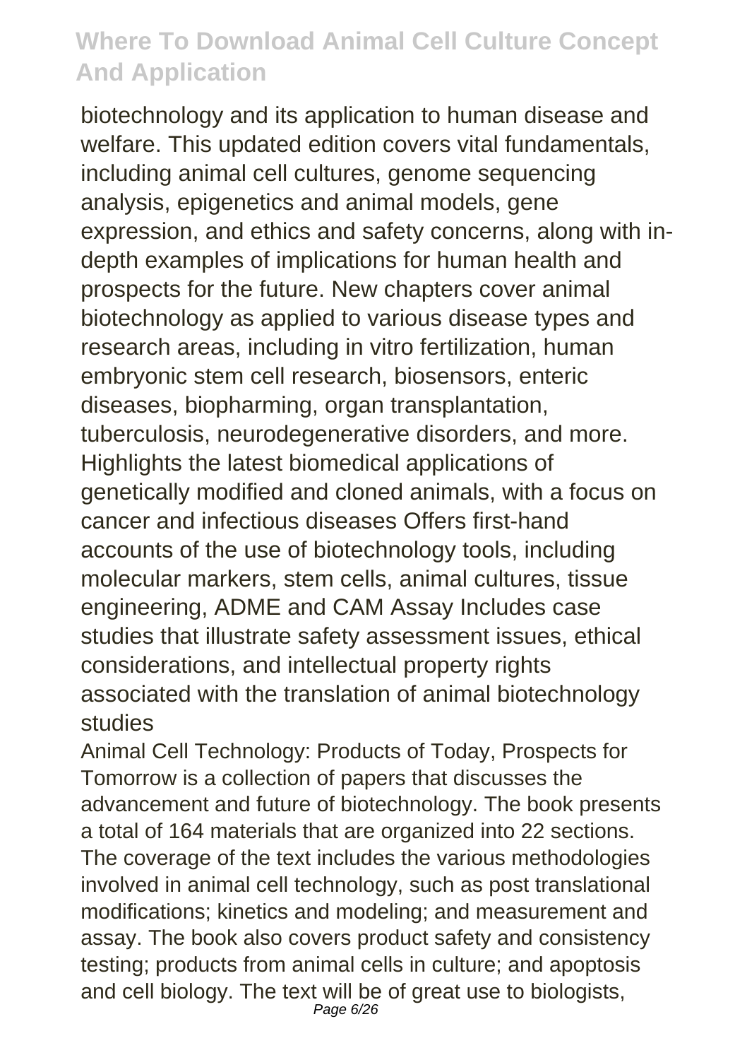biotechnology and its application to human disease and welfare. This updated edition covers vital fundamentals, including animal cell cultures, genome sequencing analysis, epigenetics and animal models, gene expression, and ethics and safety concerns, along with in-depth examples of implications for human health and prospects for the future. New chapters cover animal biotechnology as applied to various disease types and research areas, including in vitro fertilization, human embryonic stem cell research, biosensors, enteric diseases, biopharming, organ transplantation, tuberculosis, neurodegenerative disorders, and more. Highlights the latest biomedical applications of genetically modified and cloned animals, with a focus on cancer and infectious diseases Offers first-hand accounts of the use of biotechnology tools, including molecular markers, stem cells, animal cultures, tissue engineering, ADME and CAM Assay Includes case studies that illustrate safety assessment issues, ethical considerations, and intellectual property rights associated with the translation of animal biotechnology studies

Animal Cell Technology: Products of Today, Prospects for Tomorrow is a collection of papers that discusses the advancement and future of biotechnology. The book presents a total of 164 materials that are organized into 22 sections. The coverage of the text includes the various methodologies involved in animal cell technology, such as post translational modifications; kinetics and modeling; and measurement and assay. The book also covers product safety and consistency testing; products from animal cells in culture; and apoptosis and cell biology. The text will be of great use to biologists,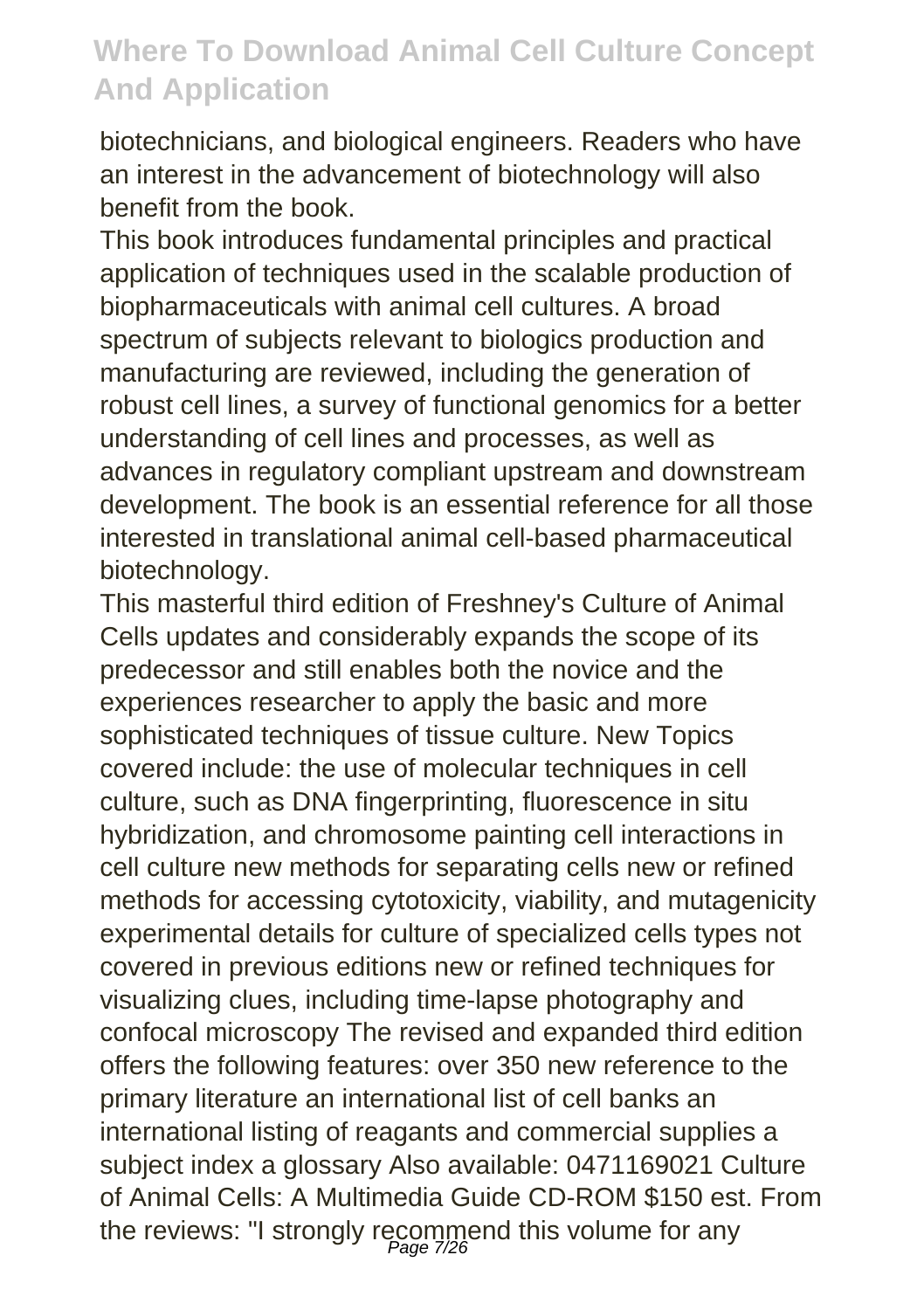biotechnicians, and biological engineers. Readers who have an interest in the advancement of biotechnology will also benefit from the book.

This book introduces fundamental principles and practical application of techniques used in the scalable production of biopharmaceuticals with animal cell cultures. A broad spectrum of subjects relevant to biologics production and manufacturing are reviewed, including the generation of robust cell lines, a survey of functional genomics for a better understanding of cell lines and processes, as well as advances in regulatory compliant upstream and downstream development. The book is an essential reference for all those interested in translational animal cell-based pharmaceutical biotechnology.

This masterful third edition of Freshney's Culture of Animal Cells updates and considerably expands the scope of its predecessor and still enables both the novice and the experiences researcher to apply the basic and more sophisticated techniques of tissue culture. New Topics covered include: the use of molecular techniques in cell culture, such as DNA fingerprinting, fluorescence in situ hybridization, and chromosome painting cell interactions in cell culture new methods for separating cells new or refined methods for accessing cytotoxicity, viability, and mutagenicity experimental details for culture of specialized cells types not covered in previous editions new or refined techniques for visualizing clues, including time-lapse photography and confocal microscopy The revised and expanded third edition offers the following features: over 350 new reference to the primary literature an international list of cell banks an international listing of reagants and commercial supplies a subject index a glossary Also available: 0471169021 Culture of Animal Cells: A Multimedia Guide CD-ROM $150 est. From the reviews: "I strongly recommend this volume for any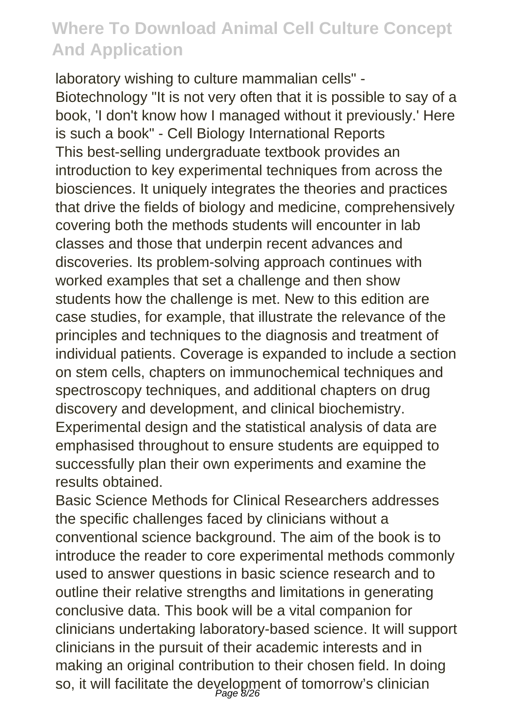laboratory wishing to culture mammalian cells" - Biotechnology "It is not very often that it is possible to say of a book, 'I don't know how I managed without it previously.' Here is such a book" - Cell Biology International Reports

This best-selling undergraduate textbook provides an introduction to key experimental techniques from across the biosciences. It uniquely integrates the theories and practices that drive the fields of biology and medicine, comprehensively covering both the methods students will encounter in lab classes and those that underpin recent advances and discoveries. Its problem-solving approach continues with worked examples that set a challenge and then show students how the challenge is met. New to this edition are case studies, for example, that illustrate the relevance of the principles and techniques to the diagnosis and treatment of individual patients. Coverage is expanded to include a section on stem cells, chapters on immunochemical techniques and spectroscopy techniques, and additional chapters on drug discovery and development, and clinical biochemistry. Experimental design and the statistical analysis of data are emphasised throughout to ensure students are equipped to successfully plan their own experiments and examine the results obtained.

Basic Science Methods for Clinical Researchers addresses the specific challenges faced by clinicians without a conventional science background. The aim of the book is to introduce the reader to core experimental methods commonly used to answer questions in basic science research and to outline their relative strengths and limitations in generating conclusive data. This book will be a vital companion for clinicians undertaking laboratory-based science. It will support clinicians in the pursuit of their academic interests and in making an original contribution to their chosen field. In doing so, it will facilitate the development of tomorrow's clinician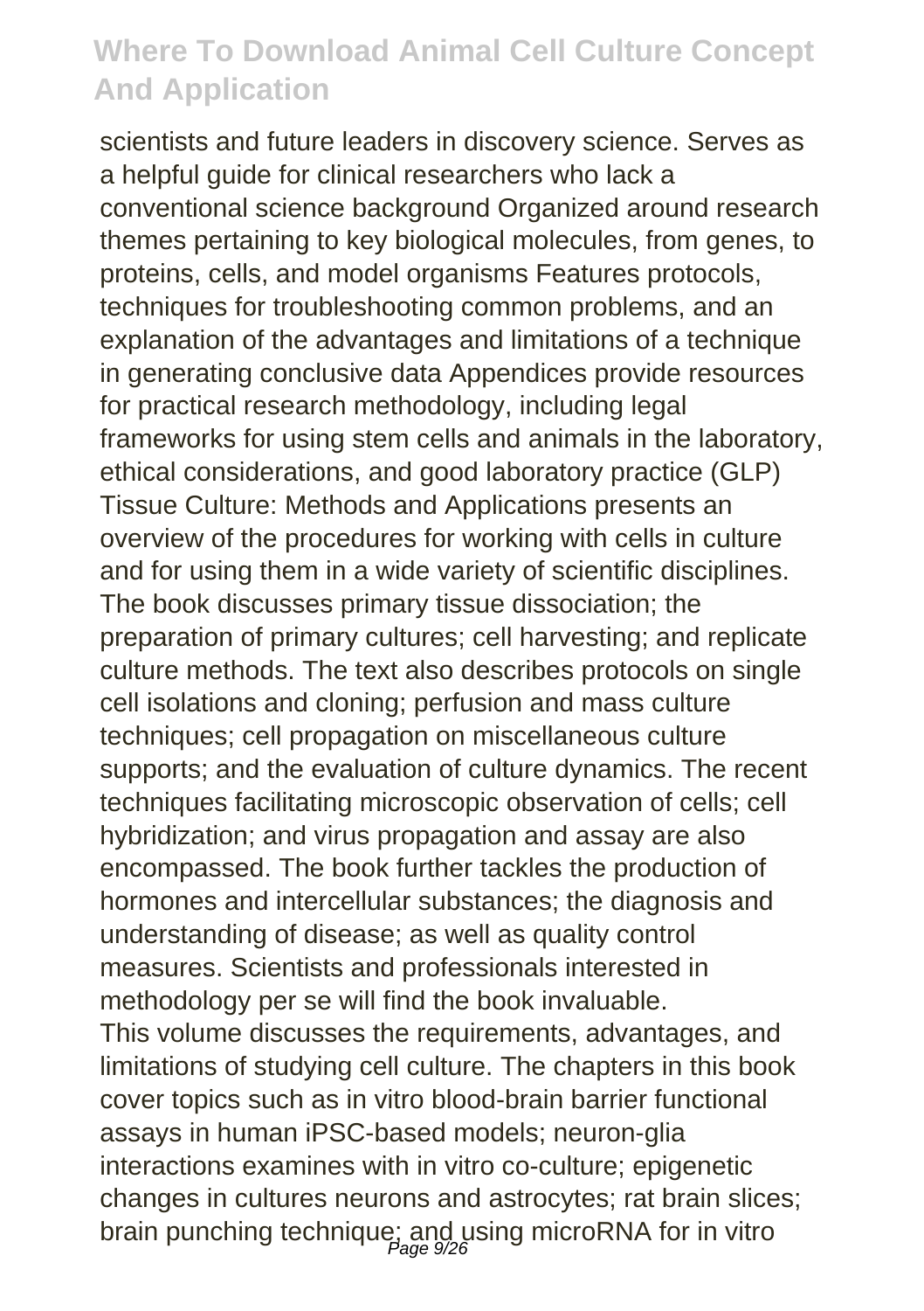scientists and future leaders in discovery science. Serves as a helpful guide for clinical researchers who lack a conventional science background Organized around research themes pertaining to key biological molecules, from genes, to proteins, cells, and model organisms Features protocols, techniques for troubleshooting common problems, and an explanation of the advantages and limitations of a technique in generating conclusive data Appendices provide resources for practical research methodology, including legal frameworks for using stem cells and animals in the laboratory, ethical considerations, and good laboratory practice (GLP)

Tissue Culture: Methods and Applications presents an overview of the procedures for working with cells in culture and for using them in a wide variety of scientific disciplines. The book discusses primary tissue dissociation; the preparation of primary cultures; cell harvesting; and replicate culture methods. The text also describes protocols on single cell isolations and cloning; perfusion and mass culture techniques; cell propagation on miscellaneous culture supports; and the evaluation of culture dynamics. The recent techniques facilitating microscopic observation of cells; cell hybridization; and virus propagation and assay are also encompassed. The book further tackles the production of hormones and intercellular substances; the diagnosis and understanding of disease; as well as quality control measures. Scientists and professionals interested in methodology per se will find the book invaluable.

This volume discusses the requirements, advantages, and limitations of studying cell culture. The chapters in this book cover topics such as in vitro blood-brain barrier functional assays in human iPSC-based models; neuron-glia interactions examines with in vitro co-culture; epigenetic changes in cultures neurons and astrocytes; rat brain slices; brain punching technique; and using microRNA for in vitro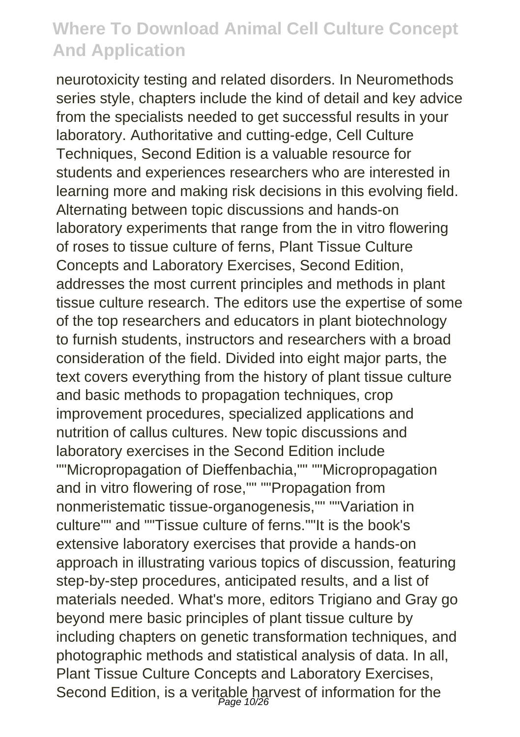neurotoxicity testing and related disorders. In Neuromethods series style, chapters include the kind of detail and key advice from the specialists needed to get successful results in your laboratory. Authoritative and cutting-edge, Cell Culture Techniques, Second Edition is a valuable resource for students and experiences researchers who are interested in learning more and making risk decisions in this evolving field. Alternating between topic discussions and hands-on laboratory experiments that range from the in vitro flowering of roses to tissue culture of ferns, Plant Tissue Culture Concepts and Laboratory Exercises, Second Edition, addresses the most current principles and methods in plant tissue culture research. The editors use the expertise of some of the top researchers and educators in plant biotechnology to furnish students, instructors and researchers with a broad consideration of the field. Divided into eight major parts, the text covers everything from the history of plant tissue culture and basic methods to propagation techniques, crop improvement procedures, specialized applications and nutrition of callus cultures. New topic discussions and laboratory exercises in the Second Edition include ""Micropropagation of Dieffenbachia,"" ""Micropropagation and in vitro flowering of rose,"" ""Propagation from nonmeristematic tissue-organogenesis,"" ""Variation in culture"" and ""Tissue culture of ferns.""It is the book's extensive laboratory exercises that provide a hands-on approach in illustrating various topics of discussion, featuring step-by-step procedures, anticipated results, and a list of materials needed. What's more, editors Trigiano and Gray go beyond mere basic principles of plant tissue culture by including chapters on genetic transformation techniques, and photographic methods and statistical analysis of data. In all, Plant Tissue Culture Concepts and Laboratory Exercises, Second Edition, is a veritable harvest of information for the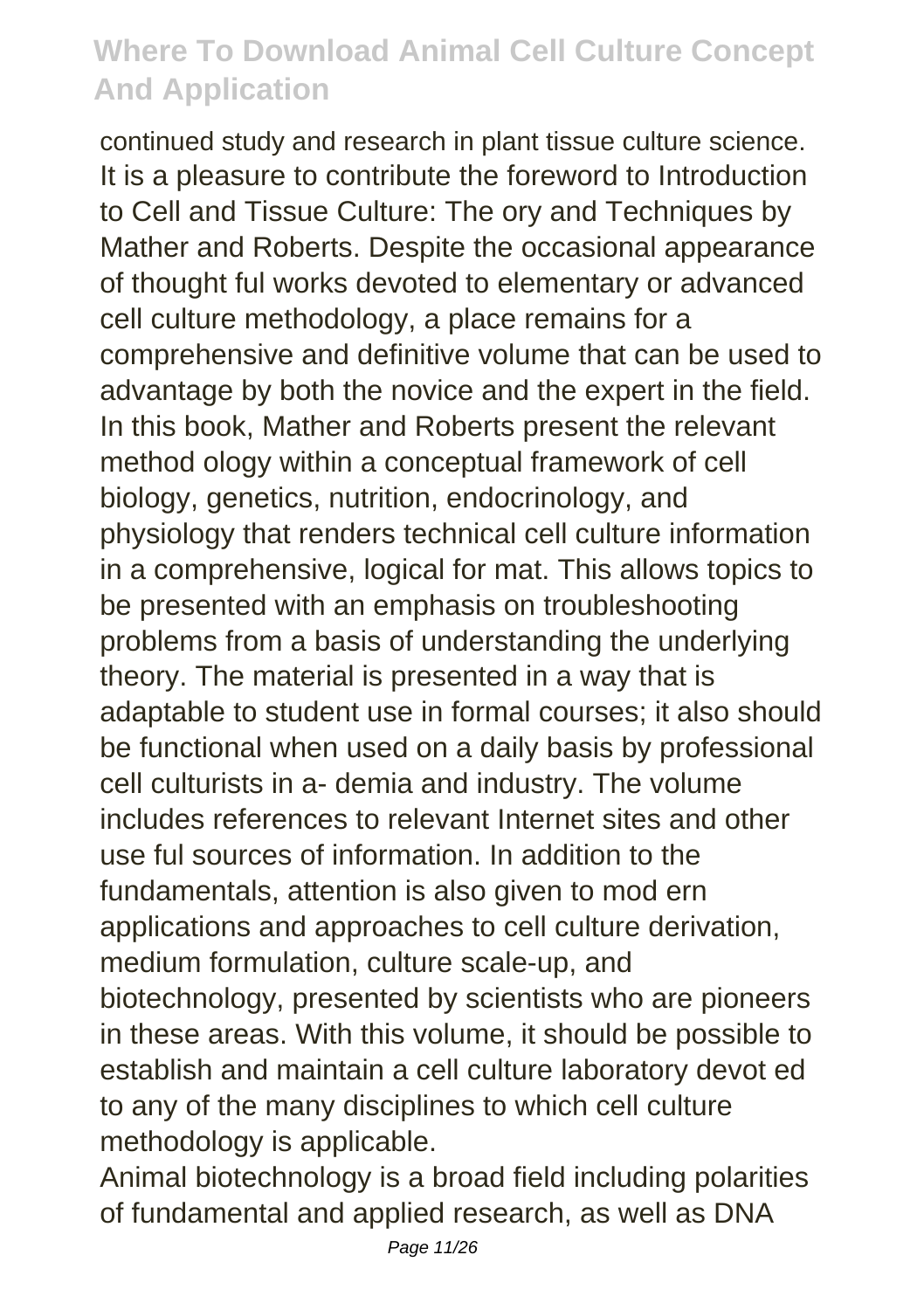continued study and research in plant tissue culture science. It is a pleasure to contribute the foreword to Introduction to Cell and Tissue Culture: The ory and Techniques by Mather and Roberts. Despite the occasional appearance of thought ful works devoted to elementary or advanced cell culture methodology, a place remains for a comprehensive and definitive volume that can be used to advantage by both the novice and the expert in the field. In this book, Mather and Roberts present the relevant method ology within a conceptual framework of cell biology, genetics, nutrition, endocrinology, and physiology that renders technical cell culture information in a comprehensive, logical for mat. This allows topics to be presented with an emphasis on troubleshooting problems from a basis of understanding the underlying theory. The material is presented in a way that is adaptable to student use in formal courses; it also should be functional when used on a daily basis by professional cell culturists in a- demia and industry. The volume includes references to relevant Internet sites and other use ful sources of information. In addition to the fundamentals, attention is also given to mod ern applications and approaches to cell culture derivation, medium formulation, culture scale-up, and biotechnology, presented by scientists who are pioneers in these areas. With this volume, it should be possible to establish and maintain a cell culture laboratory devot ed to any of the many disciplines to which cell culture methodology is applicable.

Animal biotechnology is a broad field including polarities of fundamental and applied research, as well as DNA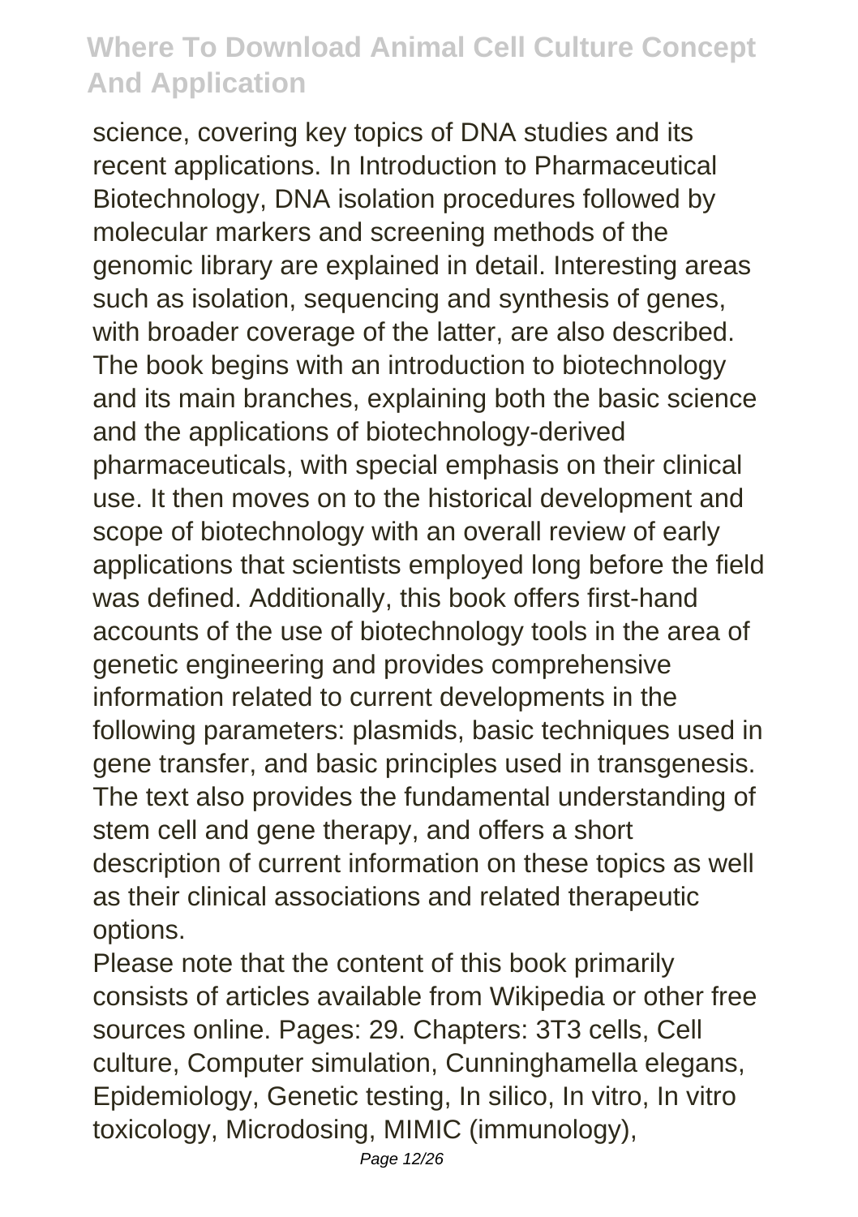science, covering key topics of DNA studies and its recent applications. In Introduction to Pharmaceutical Biotechnology, DNA isolation procedures followed by molecular markers and screening methods of the genomic library are explained in detail. Interesting areas such as isolation, sequencing and synthesis of genes, with broader coverage of the latter, are also described. The book begins with an introduction to biotechnology and its main branches, explaining both the basic science and the applications of biotechnology-derived pharmaceuticals, with special emphasis on their clinical use. It then moves on to the historical development and scope of biotechnology with an overall review of early applications that scientists employed long before the field was defined. Additionally, this book offers first-hand accounts of the use of biotechnology tools in the area of genetic engineering and provides comprehensive information related to current developments in the following parameters: plasmids, basic techniques used in gene transfer, and basic principles used in transgenesis. The text also provides the fundamental understanding of stem cell and gene therapy, and offers a short description of current information on these topics as well as their clinical associations and related therapeutic options.

Please note that the content of this book primarily consists of articles available from Wikipedia or other free sources online. Pages: 29. Chapters: 3T3 cells, Cell culture, Computer simulation, Cunninghamella elegans, Epidemiology, Genetic testing, In silico, In vitro, In vitro toxicology, Microdosing, MIMIC (immunology),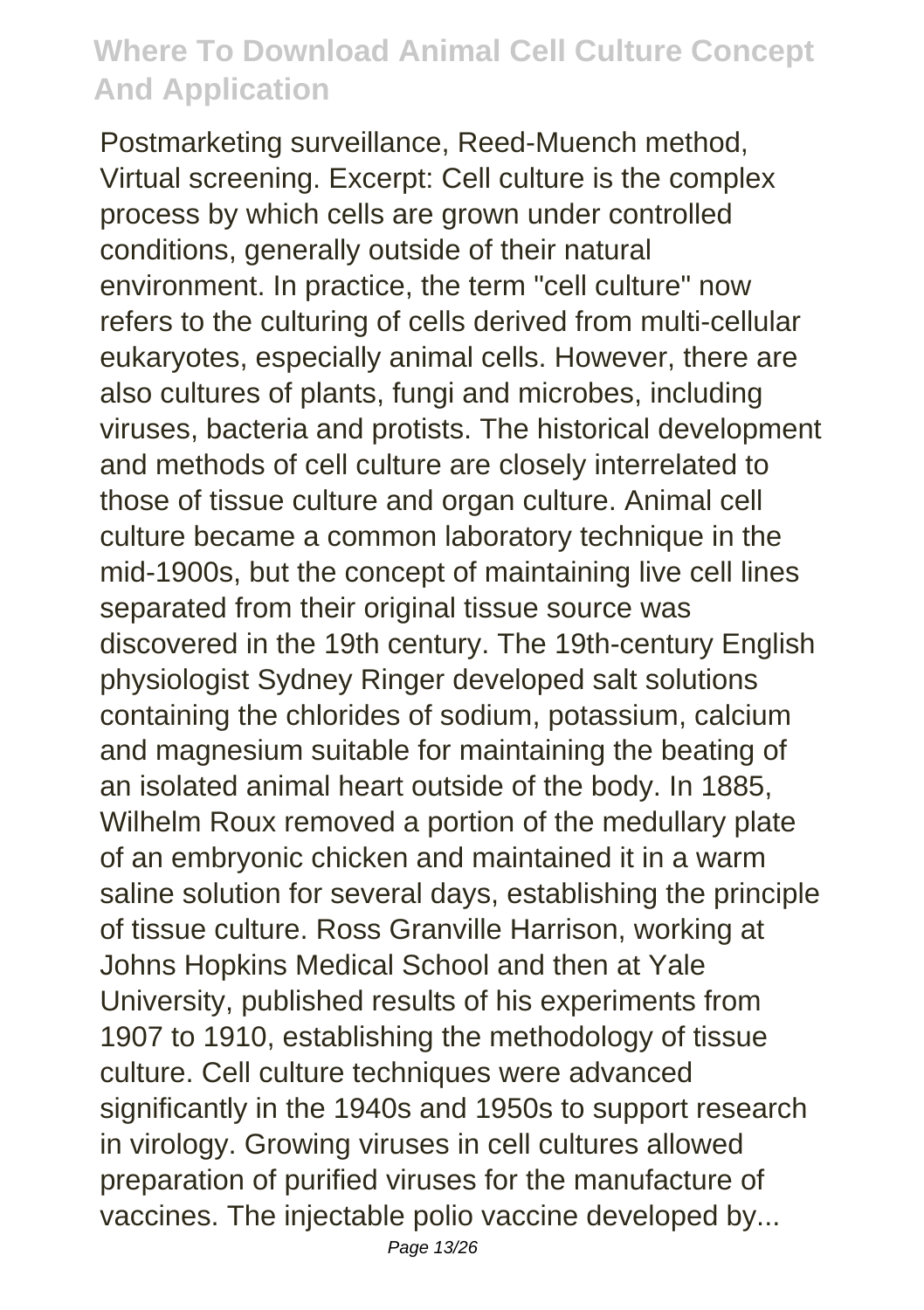Postmarketing surveillance, Reed-Muench method, Virtual screening. Excerpt: Cell culture is the complex process by which cells are grown under controlled conditions, generally outside of their natural environment. In practice, the term "cell culture" now refers to the culturing of cells derived from multi-cellular eukaryotes, especially animal cells. However, there are also cultures of plants, fungi and microbes, including viruses, bacteria and protists. The historical development and methods of cell culture are closely interrelated to those of tissue culture and organ culture. Animal cell culture became a common laboratory technique in the mid-1900s, but the concept of maintaining live cell lines separated from their original tissue source was discovered in the 19th century. The 19th-century English physiologist Sydney Ringer developed salt solutions containing the chlorides of sodium, potassium, calcium and magnesium suitable for maintaining the beating of an isolated animal heart outside of the body. In 1885, Wilhelm Roux removed a portion of the medullary plate of an embryonic chicken and maintained it in a warm saline solution for several days, establishing the principle of tissue culture. Ross Granville Harrison, working at Johns Hopkins Medical School and then at Yale University, published results of his experiments from 1907 to 1910, establishing the methodology of tissue culture. Cell culture techniques were advanced significantly in the 1940s and 1950s to support research in virology. Growing viruses in cell cultures allowed preparation of purified viruses for the manufacture of vaccines. The injectable polio vaccine developed by...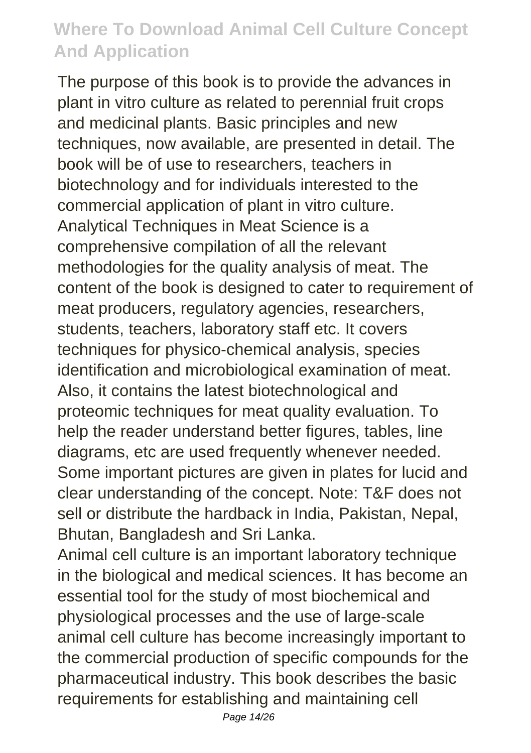The purpose of this book is to provide the advances in plant in vitro culture as related to perennial fruit crops and medicinal plants. Basic principles and new techniques, now available, are presented in detail. The book will be of use to researchers, teachers in biotechnology and for individuals interested to the commercial application of plant in vitro culture.

Analytical Techniques in Meat Science is a comprehensive compilation of all the relevant methodologies for the quality analysis of meat. The content of the book is designed to cater to requirement of meat producers, regulatory agencies, researchers, students, teachers, laboratory staff etc. It covers techniques for physico-chemical analysis, species identification and microbiological examination of meat. Also, it contains the latest biotechnological and proteomic techniques for meat quality evaluation. To help the reader understand better figures, tables, line diagrams, etc are used frequently whenever needed. Some important pictures are given in plates for lucid and clear understanding of the concept. Note: T&F does not sell or distribute the hardback in India, Pakistan, Nepal, Bhutan, Bangladesh and Sri Lanka.

Animal cell culture is an important laboratory technique in the biological and medical sciences. It has become an essential tool for the study of most biochemical and physiological processes and the use of large-scale animal cell culture has become increasingly important to the commercial production of specific compounds for the pharmaceutical industry. This book describes the basic requirements for establishing and maintaining cell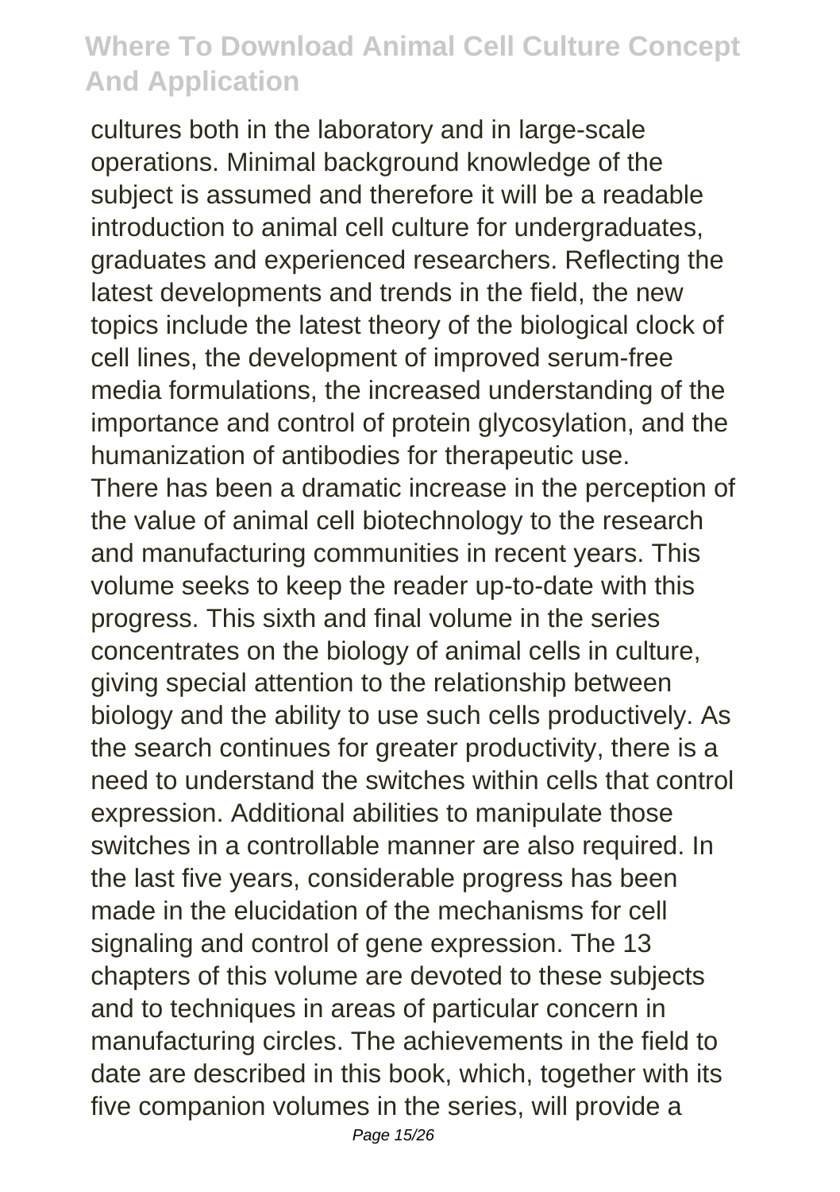cultures both in the laboratory and in large-scale operations. Minimal background knowledge of the subject is assumed and therefore it will be a readable introduction to animal cell culture for undergraduates, graduates and experienced researchers. Reflecting the latest developments and trends in the field, the new topics include the latest theory of the biological clock of cell lines, the development of improved serum-free media formulations, the increased understanding of the importance and control of protein glycosylation, and the humanization of antibodies for therapeutic use.

There has been a dramatic increase in the perception of the value of animal cell biotechnology to the research and manufacturing communities in recent years. This volume seeks to keep the reader up-to-date with this progress. This sixth and final volume in the series concentrates on the biology of animal cells in culture, giving special attention to the relationship between biology and the ability to use such cells productively. As the search continues for greater productivity, there is a need to understand the switches within cells that control expression. Additional abilities to manipulate those switches in a controllable manner are also required. In the last five years, considerable progress has been made in the elucidation of the mechanisms for cell signaling and control of gene expression. The 13 chapters of this volume are devoted to these subjects and to techniques in areas of particular concern in manufacturing circles. The achievements in the field to date are described in this book, which, together with its five companion volumes in the series, will provide a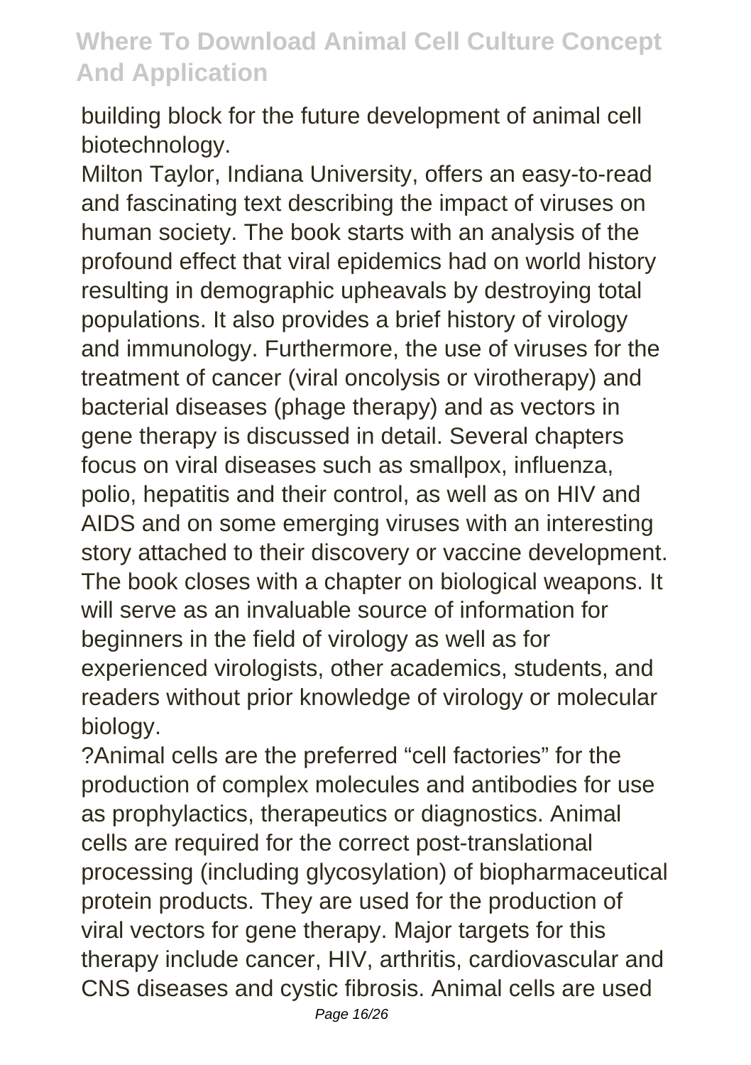building block for the future development of animal cell biotechnology.

Milton Taylor, Indiana University, offers an easy-to-read and fascinating text describing the impact of viruses on human society. The book starts with an analysis of the profound effect that viral epidemics had on world history resulting in demographic upheavals by destroying total populations. It also provides a brief history of virology and immunology. Furthermore, the use of viruses for the treatment of cancer (viral oncolysis or virotherapy) and bacterial diseases (phage therapy) and as vectors in gene therapy is discussed in detail. Several chapters focus on viral diseases such as smallpox, influenza, polio, hepatitis and their control, as well as on HIV and AIDS and on some emerging viruses with an interesting story attached to their discovery or vaccine development. The book closes with a chapter on biological weapons. It will serve as an invaluable source of information for beginners in the field of virology as well as for experienced virologists, other academics, students, and readers without prior knowledge of virology or molecular biology.

?Animal cells are the preferred "cell factories" for the production of complex molecules and antibodies for use as prophylactics, therapeutics or diagnostics. Animal cells are required for the correct post-translational processing (including glycosylation) of biopharmaceutical protein products. They are used for the production of viral vectors for gene therapy. Major targets for this therapy include cancer, HIV, arthritis, cardiovascular and CNS diseases and cystic fibrosis. Animal cells are used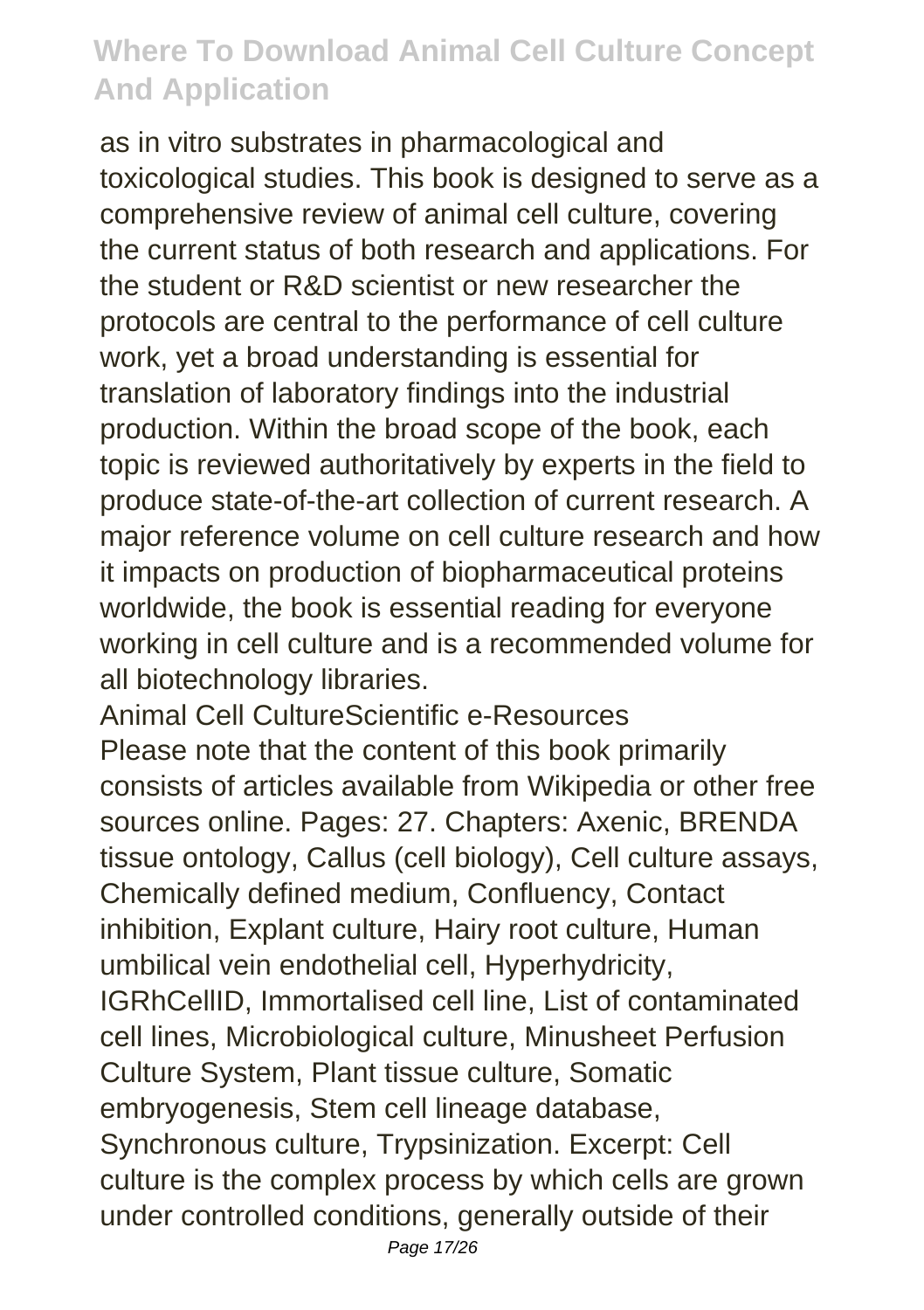as in vitro substrates in pharmacological and toxicological studies. This book is designed to serve as a comprehensive review of animal cell culture, covering the current status of both research and applications. For the student or R&D scientist or new researcher the protocols are central to the performance of cell culture work, yet a broad understanding is essential for translation of laboratory findings into the industrial production. Within the broad scope of the book, each topic is reviewed authoritatively by experts in the field to produce state-of-the-art collection of current research. A major reference volume on cell culture research and how it impacts on production of biopharmaceutical proteins worldwide, the book is essential reading for everyone working in cell culture and is a recommended volume for all biotechnology libraries.

Animal Cell CultureScientific e-Resources

Please note that the content of this book primarily consists of articles available from Wikipedia or other free sources online. Pages: 27. Chapters: Axenic, BRENDA tissue ontology, Callus (cell biology), Cell culture assays, Chemically defined medium, Confluency, Contact inhibition, Explant culture, Hairy root culture, Human umbilical vein endothelial cell, Hyperhydricity, IGRhCellID, Immortalised cell line, List of contaminated cell lines, Microbiological culture, Minusheet Perfusion Culture System, Plant tissue culture, Somatic embryogenesis, Stem cell lineage database, Synchronous culture, Trypsinization. Excerpt: Cell culture is the complex process by which cells are grown under controlled conditions, generally outside of their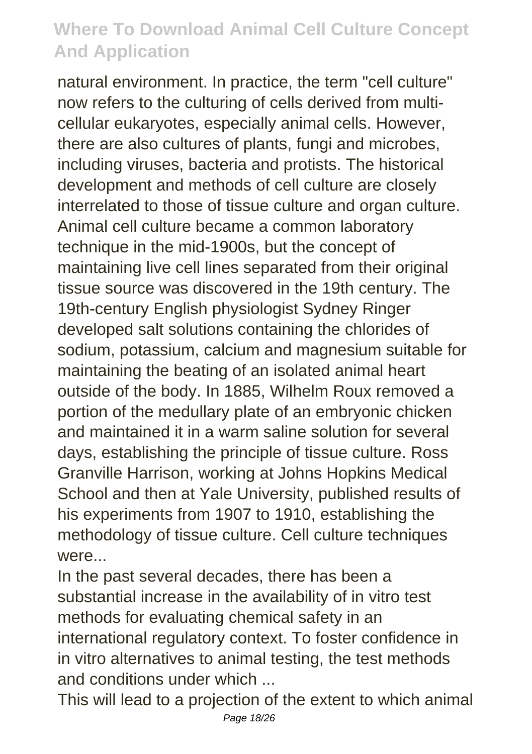natural environment. In practice, the term "cell culture" now refers to the culturing of cells derived from multi-cellular eukaryotes, especially animal cells. However, there are also cultures of plants, fungi and microbes, including viruses, bacteria and protists. The historical development and methods of cell culture are closely interrelated to those of tissue culture and organ culture. Animal cell culture became a common laboratory technique in the mid-1900s, but the concept of maintaining live cell lines separated from their original tissue source was discovered in the 19th century. The 19th-century English physiologist Sydney Ringer developed salt solutions containing the chlorides of sodium, potassium, calcium and magnesium suitable for maintaining the beating of an isolated animal heart outside of the body. In 1885, Wilhelm Roux removed a portion of the medullary plate of an embryonic chicken and maintained it in a warm saline solution for several days, establishing the principle of tissue culture. Ross Granville Harrison, working at Johns Hopkins Medical School and then at Yale University, published results of his experiments from 1907 to 1910, establishing the methodology of tissue culture. Cell culture techniques were...

In the past several decades, there has been a substantial increase in the availability of in vitro test methods for evaluating chemical safety in an international regulatory context. To foster confidence in in vitro alternatives to animal testing, the test methods and conditions under which ...

This will lead to a projection of the extent to which animal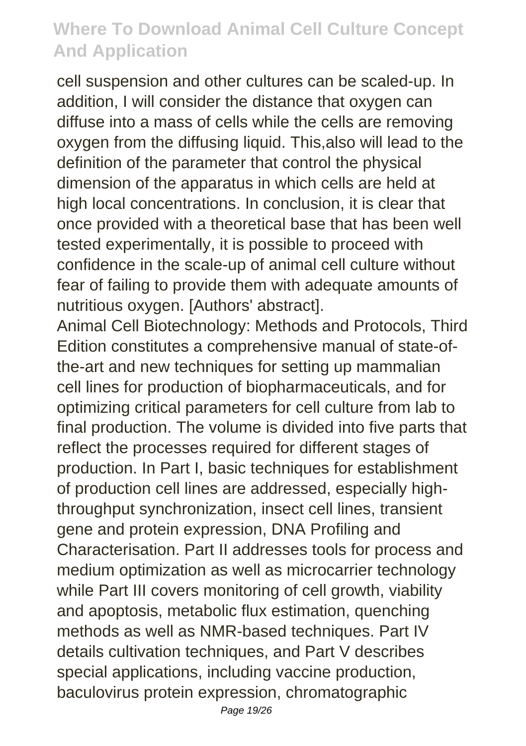cell suspension and other cultures can be scaled-up. In addition, I will consider the distance that oxygen can diffuse into a mass of cells while the cells are removing oxygen from the diffusing liquid. This,also will lead to the definition of the parameter that control the physical dimension of the apparatus in which cells are held at high local concentrations. In conclusion, it is clear that once provided with a theoretical base that has been well tested experimentally, it is possible to proceed with confidence in the scale-up of animal cell culture without fear of failing to provide them with adequate amounts of nutritious oxygen. [Authors' abstract].

Animal Cell Biotechnology: Methods and Protocols, Third Edition constitutes a comprehensive manual of state-of-the-art and new techniques for setting up mammalian cell lines for production of biopharmaceuticals, and for optimizing critical parameters for cell culture from lab to final production. The volume is divided into five parts that reflect the processes required for different stages of production. In Part I, basic techniques for establishment of production cell lines are addressed, especially high-throughput synchronization, insect cell lines, transient gene and protein expression, DNA Profiling and Characterisation. Part II addresses tools for process and medium optimization as well as microcarrier technology while Part III covers monitoring of cell growth, viability and apoptosis, metabolic flux estimation, quenching methods as well as NMR-based techniques. Part IV details cultivation techniques, and Part V describes special applications, including vaccine production, baculovirus protein expression, chromatographic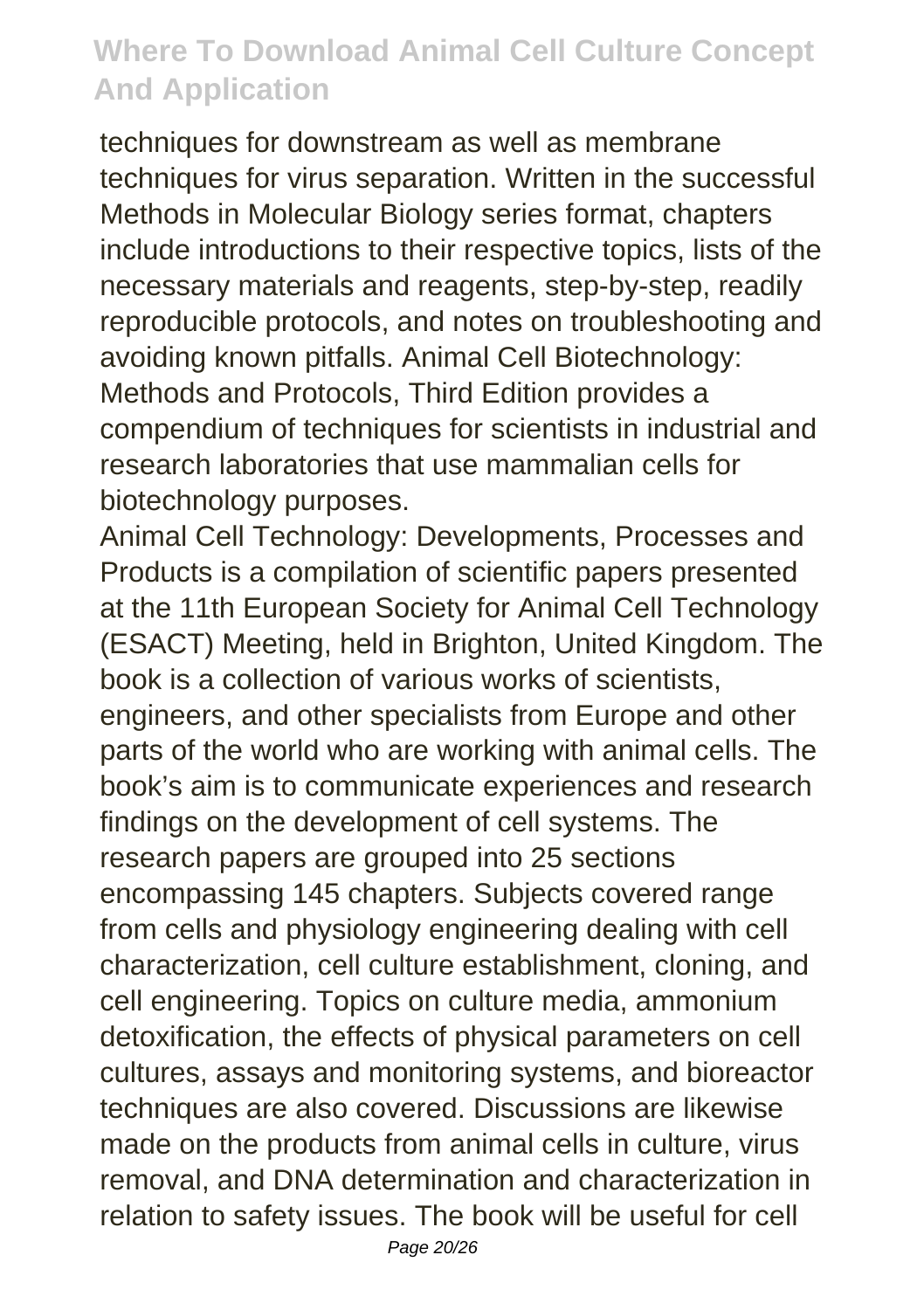techniques for downstream as well as membrane techniques for virus separation. Written in the successful Methods in Molecular Biology series format, chapters include introductions to their respective topics, lists of the necessary materials and reagents, step-by-step, readily reproducible protocols, and notes on troubleshooting and avoiding known pitfalls. Animal Cell Biotechnology: Methods and Protocols, Third Edition provides a compendium of techniques for scientists in industrial and research laboratories that use mammalian cells for biotechnology purposes.

Animal Cell Technology: Developments, Processes and Products is a compilation of scientific papers presented at the 11th European Society for Animal Cell Technology (ESACT) Meeting, held in Brighton, United Kingdom. The book is a collection of various works of scientists, engineers, and other specialists from Europe and other parts of the world who are working with animal cells. The book's aim is to communicate experiences and research findings on the development of cell systems. The research papers are grouped into 25 sections encompassing 145 chapters. Subjects covered range from cells and physiology engineering dealing with cell characterization, cell culture establishment, cloning, and cell engineering. Topics on culture media, ammonium detoxification, the effects of physical parameters on cell cultures, assays and monitoring systems, and bioreactor techniques are also covered. Discussions are likewise made on the products from animal cells in culture, virus removal, and DNA determination and characterization in relation to safety issues. The book will be useful for cell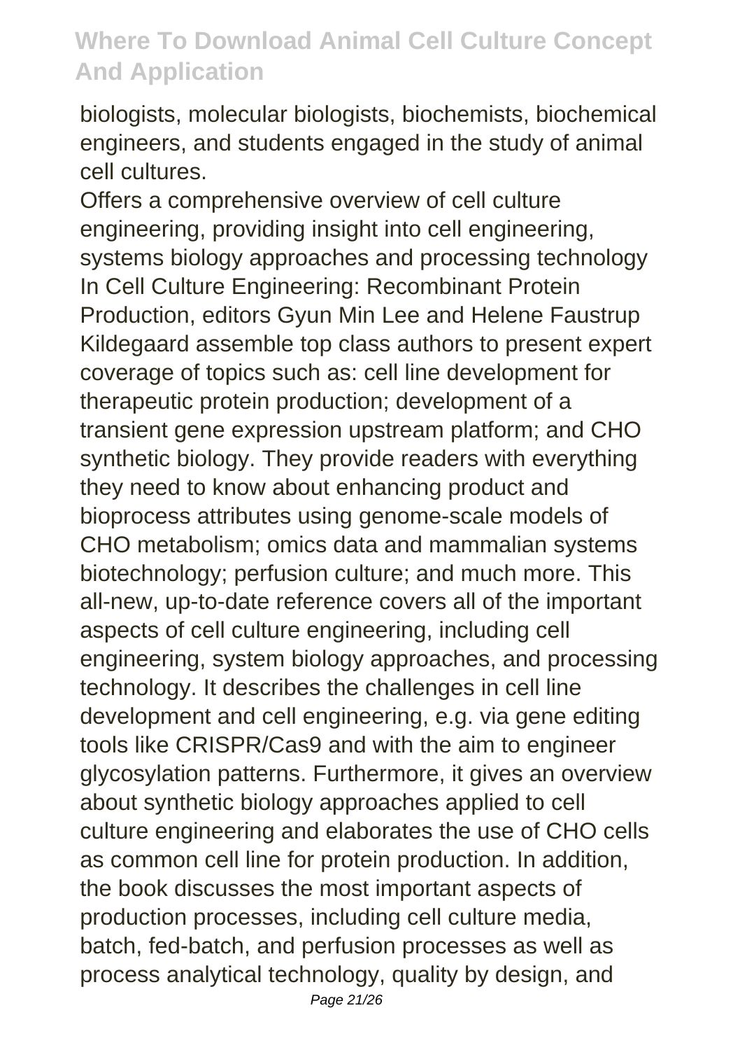biologists, molecular biologists, biochemists, biochemical engineers, and students engaged in the study of animal cell cultures.

Offers a comprehensive overview of cell culture engineering, providing insight into cell engineering, systems biology approaches and processing technology In Cell Culture Engineering: Recombinant Protein Production, editors Gyun Min Lee and Helene Faustrup Kildegaard assemble top class authors to present expert coverage of topics such as: cell line development for therapeutic protein production; development of a transient gene expression upstream platform; and CHO synthetic biology. They provide readers with everything they need to know about enhancing product and bioprocess attributes using genome-scale models of CHO metabolism; omics data and mammalian systems biotechnology; perfusion culture; and much more. This all-new, up-to-date reference covers all of the important aspects of cell culture engineering, including cell engineering, system biology approaches, and processing technology. It describes the challenges in cell line development and cell engineering, e.g. via gene editing tools like CRISPR/Cas9 and with the aim to engineer glycosylation patterns. Furthermore, it gives an overview about synthetic biology approaches applied to cell culture engineering and elaborates the use of CHO cells as common cell line for protein production. In addition, the book discusses the most important aspects of production processes, including cell culture media, batch, fed-batch, and perfusion processes as well as process analytical technology, quality by design, and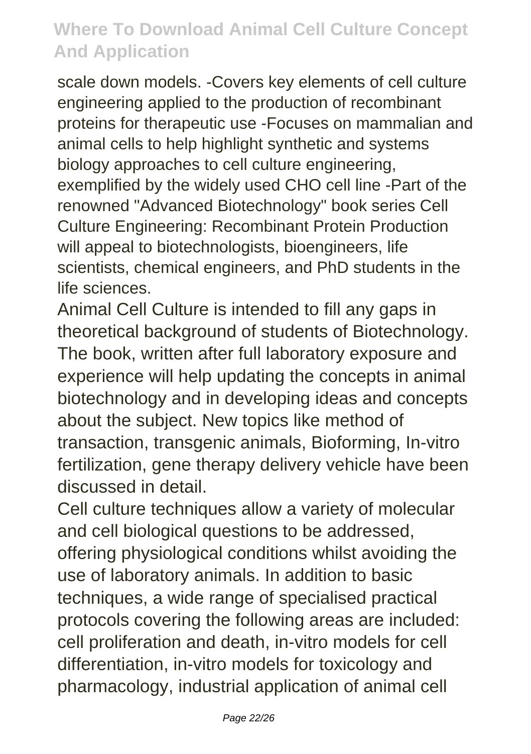scale down models. -Covers key elements of cell culture engineering applied to the production of recombinant proteins for therapeutic use -Focuses on mammalian and animal cells to help highlight synthetic and systems biology approaches to cell culture engineering, exemplified by the widely used CHO cell line -Part of the renowned "Advanced Biotechnology" book series Cell Culture Engineering: Recombinant Protein Production will appeal to biotechnologists, bioengineers, life scientists, chemical engineers, and PhD students in the life sciences.

Animal Cell Culture is intended to fill any gaps in theoretical background of students of Biotechnology. The book, written after full laboratory exposure and experience will help updating the concepts in animal biotechnology and in developing ideas and concepts about the subject. New topics like method of transaction, transgenic animals, Bioforming, In-vitro fertilization, gene therapy delivery vehicle have been discussed in detail.

Cell culture techniques allow a variety of molecular and cell biological questions to be addressed, offering physiological conditions whilst avoiding the use of laboratory animals. In addition to basic techniques, a wide range of specialised practical protocols covering the following areas are included: cell proliferation and death, in-vitro models for cell differentiation, in-vitro models for toxicology and pharmacology, industrial application of animal cell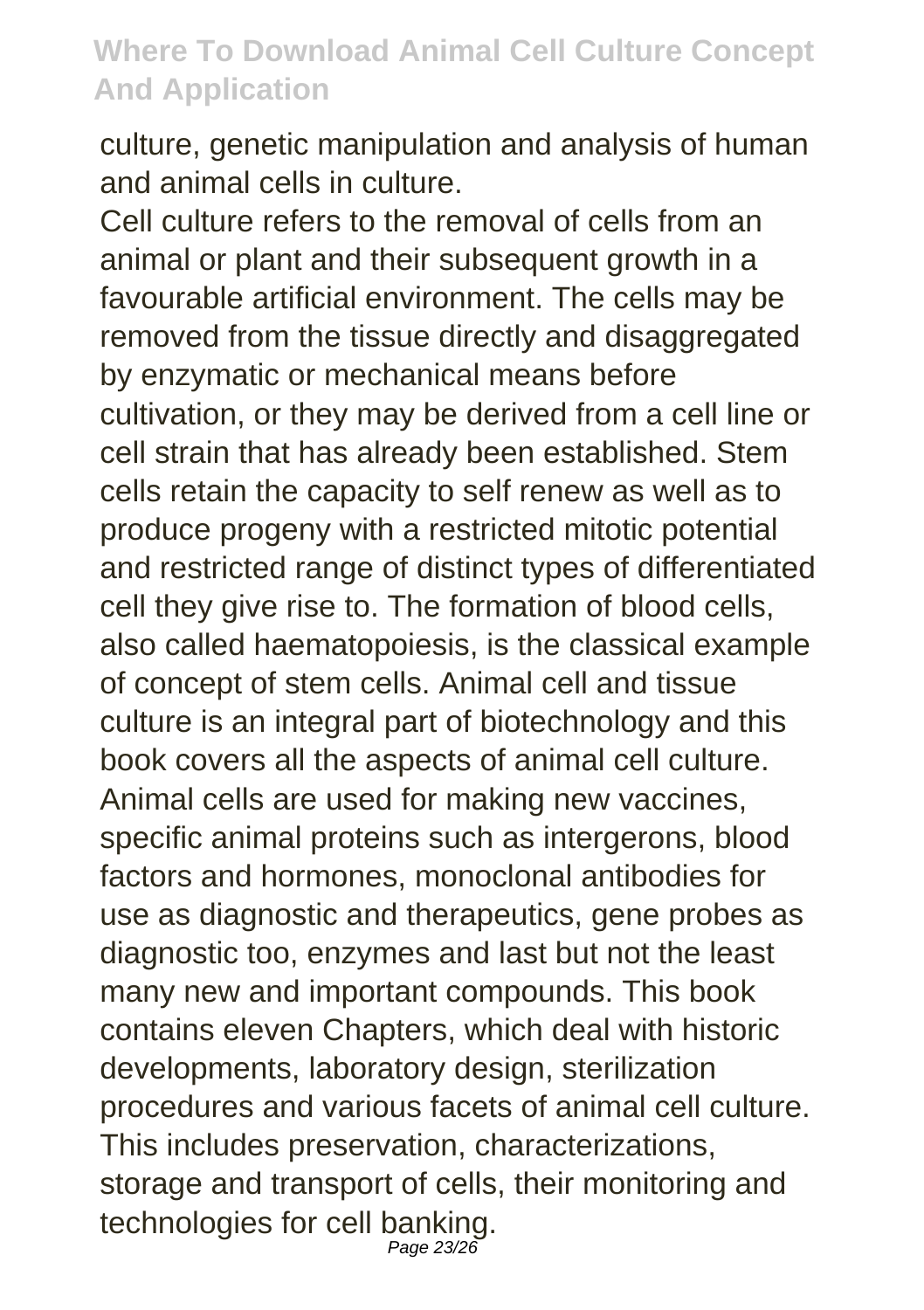culture, genetic manipulation and analysis of human and animal cells in culture.

Cell culture refers to the removal of cells from an animal or plant and their subsequent growth in a favourable artificial environment. The cells may be removed from the tissue directly and disaggregated by enzymatic or mechanical means before cultivation, or they may be derived from a cell line or cell strain that has already been established. Stem cells retain the capacity to self renew as well as to produce progeny with a restricted mitotic potential and restricted range of distinct types of differentiated cell they give rise to. The formation of blood cells, also called haematopoiesis, is the classical example of concept of stem cells. Animal cell and tissue culture is an integral part of biotechnology and this book covers all the aspects of animal cell culture. Animal cells are used for making new vaccines, specific animal proteins such as intergerons, blood factors and hormones, monoclonal antibodies for use as diagnostic and therapeutics, gene probes as diagnostic too, enzymes and last but not the least many new and important compounds. This book contains eleven Chapters, which deal with historic developments, laboratory design, sterilization procedures and various facets of animal cell culture. This includes preservation, characterizations, storage and transport of cells, their monitoring and technologies for cell banking.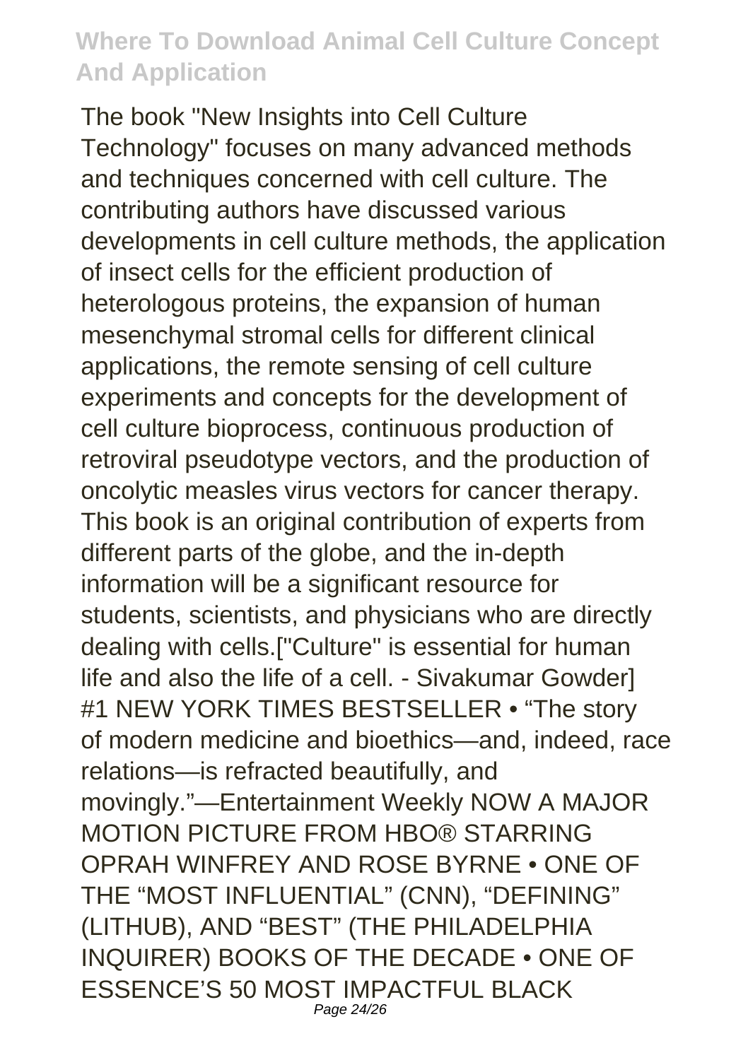The book "New Insights into Cell Culture Technology" focuses on many advanced methods and techniques concerned with cell culture. The contributing authors have discussed various developments in cell culture methods, the application of insect cells for the efficient production of heterologous proteins, the expansion of human mesenchymal stromal cells for different clinical applications, the remote sensing of cell culture experiments and concepts for the development of cell culture bioprocess, continuous production of retroviral pseudotype vectors, and the production of oncolytic measles virus vectors for cancer therapy. This book is an original contribution of experts from different parts of the globe, and the in-depth information will be a significant resource for students, scientists, and physicians who are directly dealing with cells.["Culture" is essential for human life and also the life of a cell. - Sivakumar Gowder]

#1 NEW YORK TIMES BESTSELLER • "The story of modern medicine and bioethics—and, indeed, race relations—is refracted beautifully, and movingly."—Entertainment Weekly NOW A MAJOR MOTION PICTURE FROM HBO® STARRING OPRAH WINFREY AND ROSE BYRNE • ONE OF THE "MOST INFLUENTIAL" (CNN), "DEFINING" (LITHUB), AND "BEST" (THE PHILADELPHIA INQUIRER) BOOKS OF THE DECADE • ONE OF ESSENCE'S 50 MOST IMPACTFUL BLACK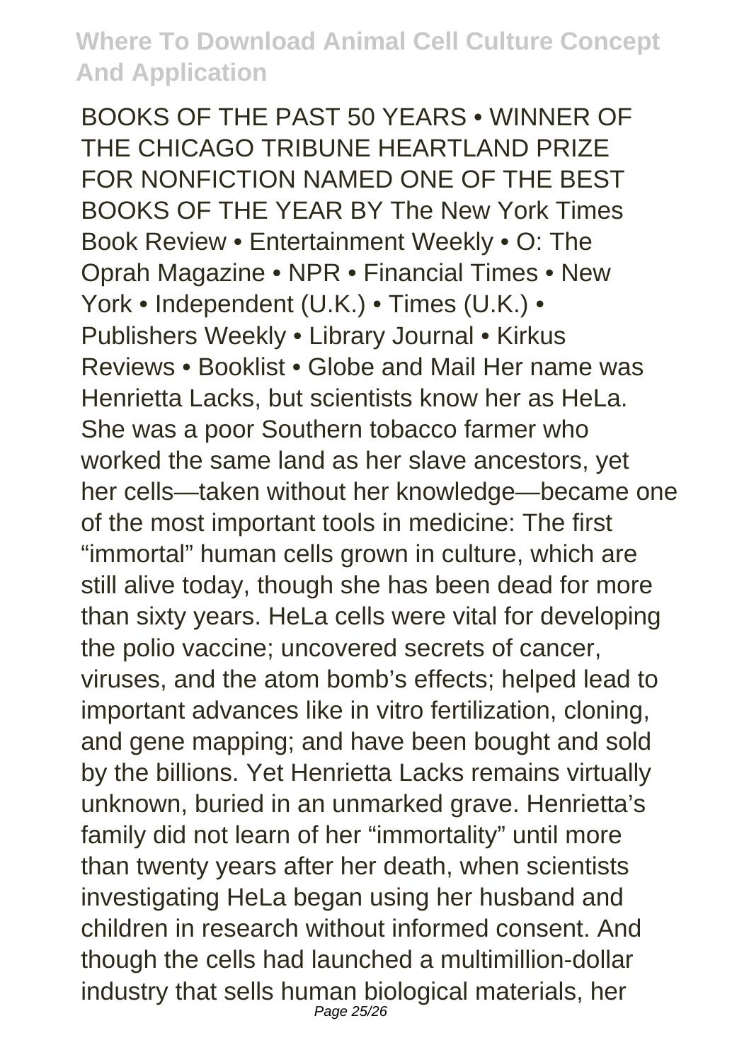BOOKS OF THE PAST 50 YEARS • WINNER OF THE CHICAGO TRIBUNE HEARTLAND PRIZE FOR NONFICTION NAMED ONE OF THE BEST BOOKS OF THE YEAR BY The New York Times Book Review • Entertainment Weekly • O: The Oprah Magazine • NPR • Financial Times • New York • Independent (U.K.) • Times (U.K.) • Publishers Weekly • Library Journal • Kirkus Reviews • Booklist • Globe and Mail Her name was Henrietta Lacks, but scientists know her as HeLa. She was a poor Southern tobacco farmer who worked the same land as her slave ancestors, yet her cells—taken without her knowledge—became one of the most important tools in medicine: The first "immortal" human cells grown in culture, which are still alive today, though she has been dead for more than sixty years. HeLa cells were vital for developing the polio vaccine; uncovered secrets of cancer, viruses, and the atom bomb's effects; helped lead to important advances like in vitro fertilization, cloning, and gene mapping; and have been bought and sold by the billions. Yet Henrietta Lacks remains virtually unknown, buried in an unmarked grave. Henrietta's family did not learn of her "immortality" until more than twenty years after her death, when scientists investigating HeLa began using her husband and children in research without informed consent. And though the cells had launched a multimillion-dollar industry that sells human biological materials, her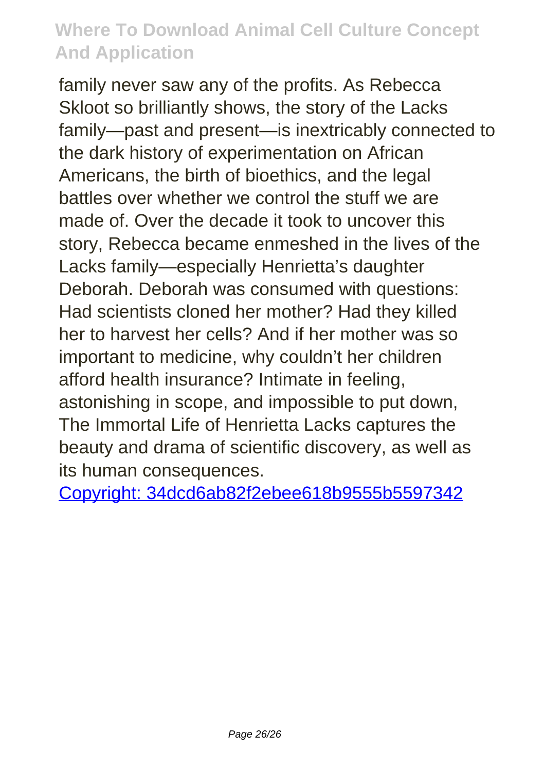family never saw any of the profits. As Rebecca Skloot so brilliantly shows, the story of the Lacks family—past and present—is inextricably connected to the dark history of experimentation on African Americans, the birth of bioethics, and the legal battles over whether we control the stuff we are made of. Over the decade it took to uncover this story, Rebecca became enmeshed in the lives of the Lacks family—especially Henrietta's daughter Deborah. Deborah was consumed with questions: Had scientists cloned her mother? Had they killed her to harvest her cells? And if her mother was so important to medicine, why couldn't her children afford health insurance? Intimate in feeling, astonishing in scope, and impossible to put down, The Immortal Life of Henrietta Lacks captures the beauty and drama of scientific discovery, as well as its human consequences.

Copyright: 34dcd6ab82f2ebee618b9555b5597342